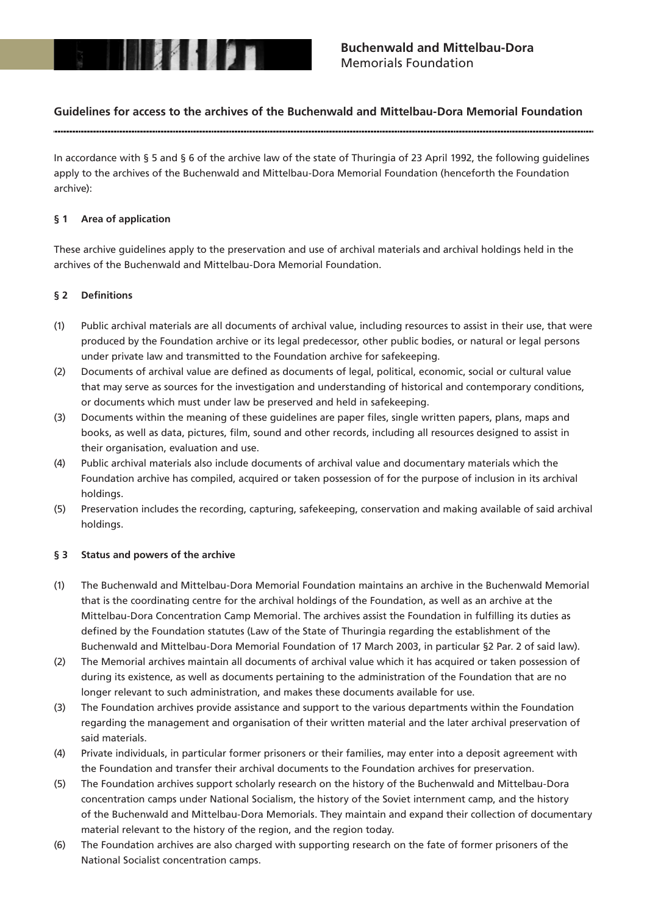Buchenwald and Mittelbau-Dora
Memorials Foundation

## Guidelines for access to the archives of the Buchenwald and Mittelbau-Dora Memorial Foundation

In accordance with § 5 and § 6 of the archive law of the state of Thuringia of 23 April 1992, the following guidelines apply to the archives of the Buchenwald and Mittelbau-Dora Memorial Foundation (henceforth the Foundation archive):

### § 1 Area of application

These archive guidelines apply to the preservation and use of archival materials and archival holdings held in the archives of the Buchenwald and Mittelbau-Dora Memorial Foundation.

### § 2 Definitions

(1) Public archival materials are all documents of archival value, including resources to assist in their use, that were produced by the Foundation archive or its legal predecessor, other public bodies, or natural or legal persons under private law and transmitted to the Foundation archive for safekeeping.

(2) Documents of archival value are defined as documents of legal, political, economic, social or cultural value that may serve as sources for the investigation and understanding of historical and contemporary conditions, or documents which must under law be preserved and held in safekeeping.

(3) Documents within the meaning of these guidelines are paper files, single written papers, plans, maps and books, as well as data, pictures, film, sound and other records, including all resources designed to assist in their organisation, evaluation and use.

(4) Public archival materials also include documents of archival value and documentary materials which the Foundation archive has compiled, acquired or taken possession of for the purpose of inclusion in its archival holdings.

(5) Preservation includes the recording, capturing, safekeeping, conservation and making available of said archival holdings.

### § 3 Status and powers of the archive

(1) The Buchenwald and Mittelbau-Dora Memorial Foundation maintains an archive in the Buchenwald Memorial that is the coordinating centre for the archival holdings of the Foundation, as well as an archive at the Mittelbau-Dora Concentration Camp Memorial. The archives assist the Foundation in fulfilling its duties as defined by the Foundation statutes (Law of the State of Thuringia regarding the establishment of the Buchenwald and Mittelbau-Dora Memorial Foundation of 17 March 2003, in particular §2 Par. 2 of said law).

(2) The Memorial archives maintain all documents of archival value which it has acquired or taken possession of during its existence, as well as documents pertaining to the administration of the Foundation that are no longer relevant to such administration, and makes these documents available for use.

(3) The Foundation archives provide assistance and support to the various departments within the Foundation regarding the management and organisation of their written material and the later archival preservation of said materials.

(4) Private individuals, in particular former prisoners or their families, may enter into a deposit agreement with the Foundation and transfer their archival documents to the Foundation archives for preservation.

(5) The Foundation archives support scholarly research on the history of the Buchenwald and Mittelbau-Dora concentration camps under National Socialism, the history of the Soviet internment camp, and the history of the Buchenwald and Mittelbau-Dora Memorials. They maintain and expand their collection of documentary material relevant to the history of the region, and the region today.

(6) The Foundation archives are also charged with supporting research on the fate of former prisoners of the National Socialist concentration camps.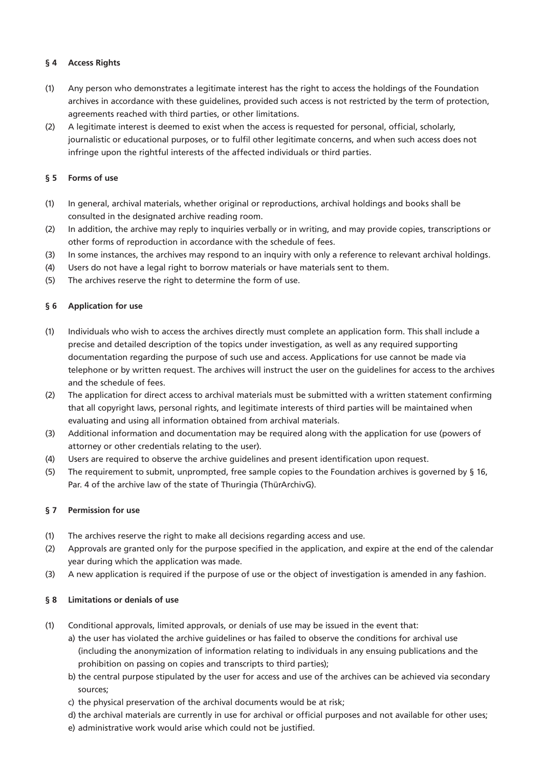### § 4 Access Rights

(1) Any person who demonstrates a legitimate interest has the right to access the holdings of the Foundation archives in accordance with these guidelines, provided such access is not restricted by the term of protection, agreements reached with third parties, or other limitations.

(2) A legitimate interest is deemed to exist when the access is requested for personal, official, scholarly, journalistic or educational purposes, or to fulfil other legitimate concerns, and when such access does not infringe upon the rightful interests of the affected individuals or third parties.

### § 5 Forms of use

(1) In general, archival materials, whether original or reproductions, archival holdings and books shall be consulted in the designated archive reading room.

(2) In addition, the archive may reply to inquiries verbally or in writing, and may provide copies, transcriptions or other forms of reproduction in accordance with the schedule of fees.

(3) In some instances, the archives may respond to an inquiry with only a reference to relevant archival holdings.

(4) Users do not have a legal right to borrow materials or have materials sent to them.

(5) The archives reserve the right to determine the form of use.

### § 6 Application for use

(1) Individuals who wish to access the archives directly must complete an application form. This shall include a precise and detailed description of the topics under investigation, as well as any required supporting documentation regarding the purpose of such use and access. Applications for use cannot be made via telephone or by written request. The archives will instruct the user on the guidelines for access to the archives and the schedule of fees.

(2) The application for direct access to archival materials must be submitted with a written statement confirming that all copyright laws, personal rights, and legitimate interests of third parties will be maintained when evaluating and using all information obtained from archival materials.

(3) Additional information and documentation may be required along with the application for use (powers of attorney or other credentials relating to the user).

(4) Users are required to observe the archive guidelines and present identification upon request.

(5) The requirement to submit, unprompted, free sample copies to the Foundation archives is governed by § 16, Par. 4 of the archive law of the state of Thuringia (ThürArchivG).

### § 7 Permission for use

(1) The archives reserve the right to make all decisions regarding access and use.

(2) Approvals are granted only for the purpose specified in the application, and expire at the end of the calendar year during which the application was made.

(3) A new application is required if the purpose of use or the object of investigation is amended in any fashion.

### § 8 Limitations or denials of use

(1) Conditional approvals, limited approvals, or denials of use may be issued in the event that:
   a) the user has violated the archive guidelines or has failed to observe the conditions for archival use (including the anonymization of information relating to individuals in any ensuing publications and the prohibition on passing on copies and transcripts to third parties);
   b) the central purpose stipulated by the user for access and use of the archives can be achieved via secondary sources;
   c) the physical preservation of the archival documents would be at risk;
   d) the archival materials are currently in use for archival or official purposes and not available for other uses;
   e) administrative work would arise which could not be justified.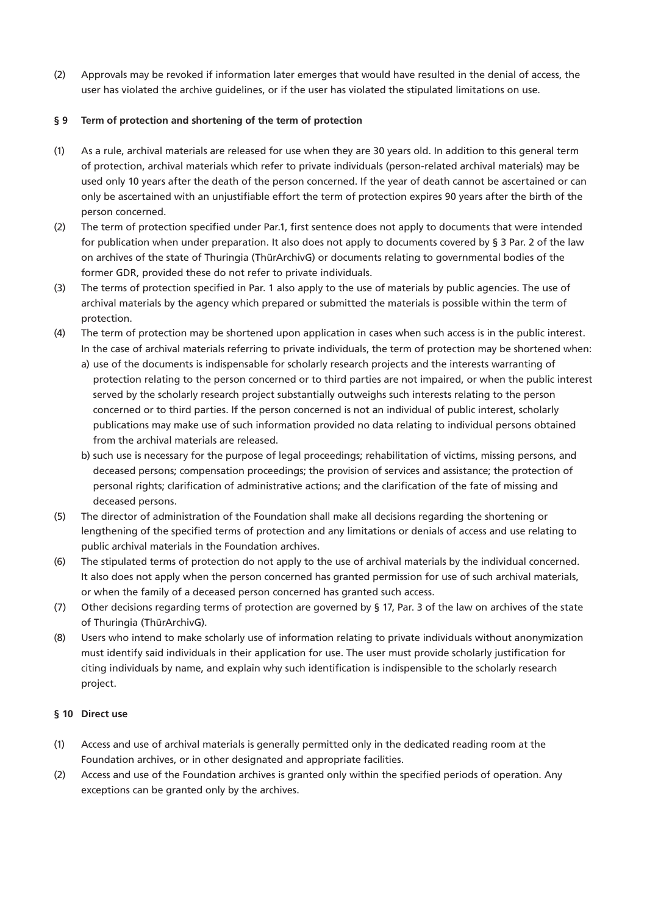(2) Approvals may be revoked if information later emerges that would have resulted in the denial of access, the user has violated the archive guidelines, or if the user has violated the stipulated limitations on use.

### § 9 Term of protection and shortening of the term of protection

(1) As a rule, archival materials are released for use when they are 30 years old. In addition to this general term of protection, archival materials which refer to private individuals (person-related archival materials) may be used only 10 years after the death of the person concerned. If the year of death cannot be ascertained or can only be ascertained with an unjustifiable effort the term of protection expires 90 years after the birth of the person concerned.

(2) The term of protection specified under Par.1, first sentence does not apply to documents that were intended for publication when under preparation. It also does not apply to documents covered by § 3 Par. 2 of the law on archives of the state of Thuringia (ThürArchivG) or documents relating to governmental bodies of the former GDR, provided these do not refer to private individuals.

(3) The terms of protection specified in Par. 1 also apply to the use of materials by public agencies. The use of archival materials by the agency which prepared or submitted the materials is possible within the term of protection.

(4) The term of protection may be shortened upon application in cases when such access is in the public interest. In the case of archival materials referring to private individuals, the term of protection may be shortened when:
   a) use of the documents is indispensable for scholarly research projects and the interests warranting of protection relating to the person concerned or to third parties are not impaired, or when the public interest served by the scholarly research project substantially outweighs such interests relating to the person concerned or to third parties. If the person concerned is not an individual of public interest, scholarly publications may make use of such information provided no data relating to individual persons obtained from the archival materials are released.
   b) such use is necessary for the purpose of legal proceedings; rehabilitation of victims, missing persons, and deceased persons; compensation proceedings; the provision of services and assistance; the protection of personal rights; clarification of administrative actions; and the clarification of the fate of missing and deceased persons.

(5) The director of administration of the Foundation shall make all decisions regarding the shortening or lengthening of the specified terms of protection and any limitations or denials of access and use relating to public archival materials in the Foundation archives.

(6) The stipulated terms of protection do not apply to the use of archival materials by the individual concerned. It also does not apply when the person concerned has granted permission for use of such archival materials, or when the family of a deceased person concerned has granted such access.

(7) Other decisions regarding terms of protection are governed by § 17, Par. 3 of the law on archives of the state of Thuringia (ThürArchivG).

(8) Users who intend to make scholarly use of information relating to private individuals without anonymization must identify said individuals in their application for use. The user must provide scholarly justification for citing individuals by name, and explain why such identification is indispensible to the scholarly research project.

### § 10 Direct use

(1) Access and use of archival materials is generally permitted only in the dedicated reading room at the Foundation archives, or in other designated and appropriate facilities.

(2) Access and use of the Foundation archives is granted only within the specified periods of operation. Any exceptions can be granted only by the archives.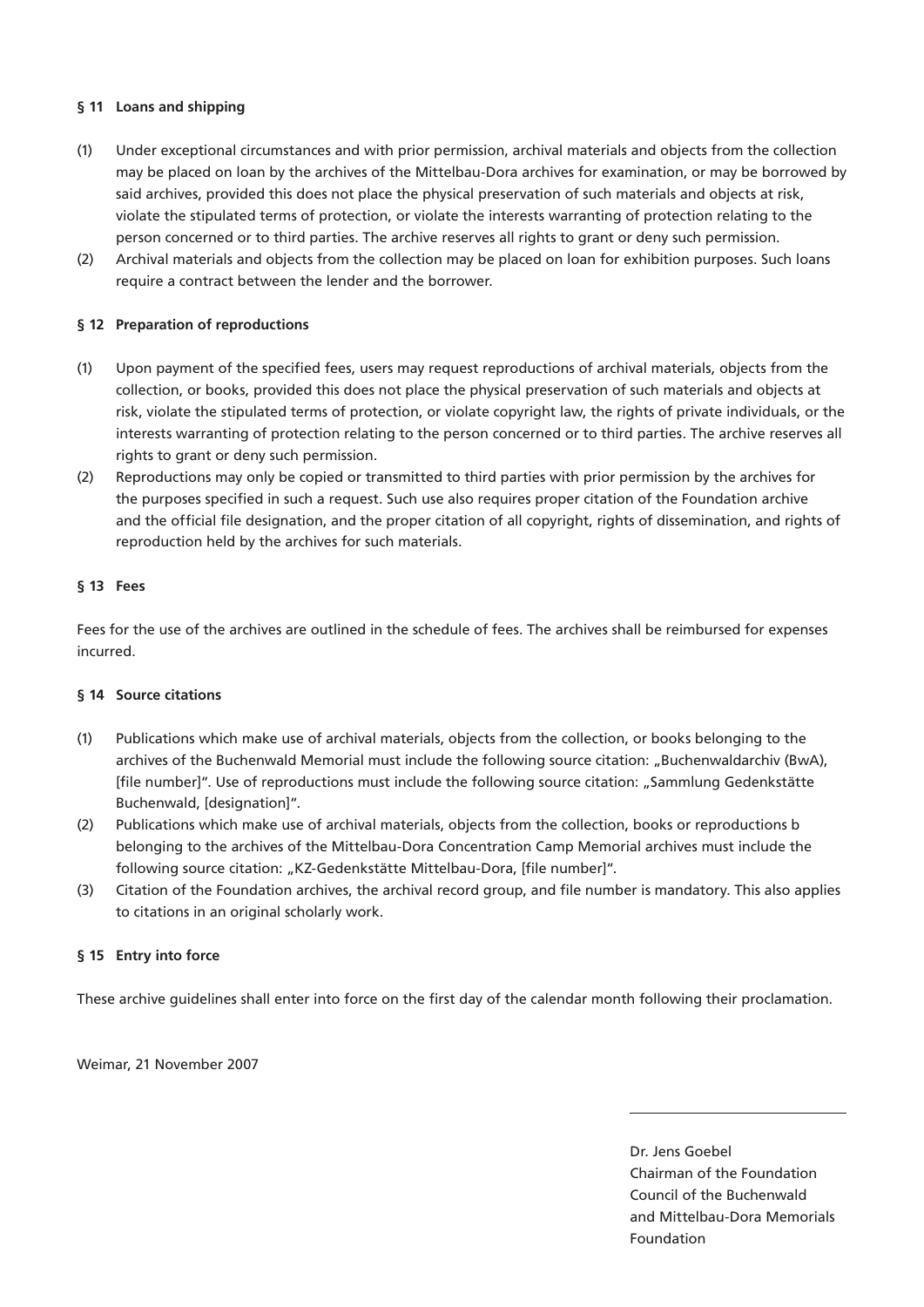### § 11 Loans and shipping

(1) Under exceptional circumstances and with prior permission, archival materials and objects from the collection may be placed on loan by the archives of the Mittelbau-Dora archives for examination, or may be borrowed by said archives, provided this does not place the physical preservation of such materials and objects at risk, violate the stipulated terms of protection, or violate the interests warranting of protection relating to the person concerned or to third parties. The archive reserves all rights to grant or deny such permission.

(2) Archival materials and objects from the collection may be placed on loan for exhibition purposes. Such loans require a contract between the lender and the borrower.

### § 12 Preparation of reproductions

(1) Upon payment of the specified fees, users may request reproductions of archival materials, objects from the collection, or books, provided this does not place the physical preservation of such materials and objects at risk, violate the stipulated terms of protection, or violate copyright law, the rights of private individuals, or the interests warranting of protection relating to the person concerned or to third parties. The archive reserves all rights to grant or deny such permission.

(2) Reproductions may only be copied or transmitted to third parties with prior permission by the archives for the purposes specified in such a request. Such use also requires proper citation of the Foundation archive and the official file designation, and the proper citation of all copyright, rights of dissemination, and rights of reproduction held by the archives for such materials.

### § 13 Fees

Fees for the use of the archives are outlined in the schedule of fees. The archives shall be reimbursed for expenses incurred.

### § 14 Source citations

(1) Publications which make use of archival materials, objects from the collection, or books belonging to the archives of the Buchenwald Memorial must include the following source citation: „Buchenwaldarchiv (BwA), [file number]". Use of reproductions must include the following source citation: „Sammlung Gedenkstätte Buchenwald, [designation]".

(2) Publications which make use of archival materials, objects from the collection, books or reproductions b belonging to the archives of the Mittelbau-Dora Concentration Camp Memorial archives must include the following source citation: „KZ-Gedenkstätte Mittelbau-Dora, [file number]".

(3) Citation of the Foundation archives, the archival record group, and file number is mandatory. This also applies to citations in an original scholarly work.

### § 15 Entry into force

These archive guidelines shall enter into force on the first day of the calendar month following their proclamation.

Weimar, 21 November 2007

Dr. Jens Goebel
Chairman of the Foundation
Council of the Buchenwald
and Mittelbau-Dora Memorials
Foundation